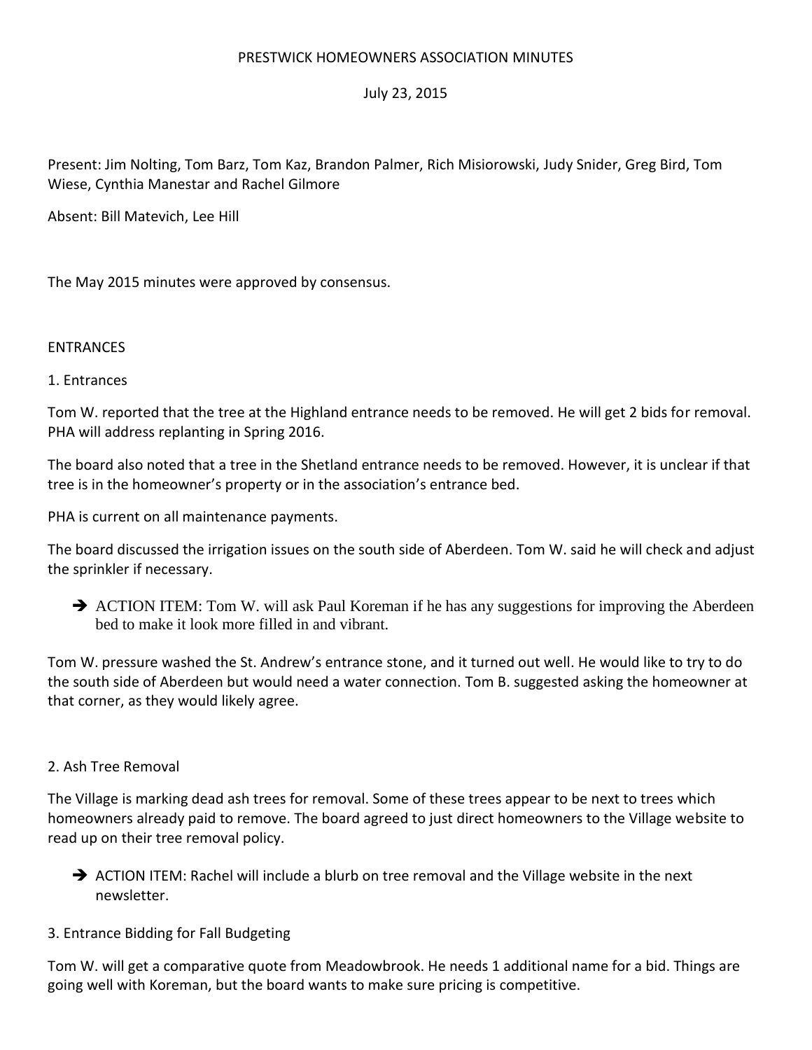# PRESTWICK HOMEOWNERS ASSOCIATION MINUTES

July 23, 2015

Present: Jim Nolting, Tom Barz, Tom Kaz, Brandon Palmer, Rich Misiorowski, Judy Snider, Greg Bird, Tom Wiese, Cynthia Manestar and Rachel Gilmore

Absent: Bill Matevich, Lee Hill

The May 2015 minutes were approved by consensus.

## ENTRANCES

### 1. Entrances

Tom W. reported that the tree at the Highland entrance needs to be removed. He will get 2 bids for removal. PHA will address replanting in Spring 2016.

The board also noted that a tree in the Shetland entrance needs to be removed. However, it is unclear if that tree is in the homeowner's property or in the association's entrance bed.

PHA is current on all maintenance payments.

The board discussed the irrigation issues on the south side of Aberdeen. Tom W. said he will check and adjust the sprinkler if necessary.

- ➔ ACTION ITEM: Tom W. will ask Paul Koreman if he has any suggestions for improving the Aberdeen bed to make it look more filled in and vibrant.

Tom W. pressure washed the St. Andrew's entrance stone, and it turned out well. He would like to try to do the south side of Aberdeen but would need a water connection. Tom B. suggested asking the homeowner at that corner, as they would likely agree.

### 2. Ash Tree Removal

The Village is marking dead ash trees for removal. Some of these trees appear to be next to trees which homeowners already paid to remove. The board agreed to just direct homeowners to the Village website to read up on their tree removal policy.

- ➔ ACTION ITEM: Rachel will include a blurb on tree removal and the Village website in the next newsletter.

### 3. Entrance Bidding for Fall Budgeting

Tom W. will get a comparative quote from Meadowbrook. He needs 1 additional name for a bid. Things are going well with Koreman, but the board wants to make sure pricing is competitive.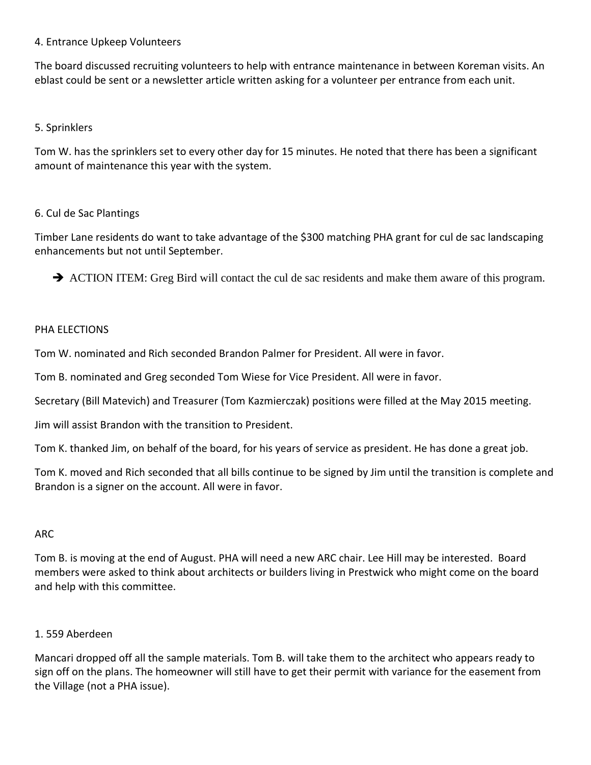4. Entrance Upkeep Volunteers

The board discussed recruiting volunteers to help with entrance maintenance in between Koreman visits. An eblast could be sent or a newsletter article written asking for a volunteer per entrance from each unit.

5. Sprinklers

Tom W. has the sprinklers set to every other day for 15 minutes. He noted that there has been a significant amount of maintenance this year with the system.

6. Cul de Sac Plantings

Timber Lane residents do want to take advantage of the $300 matching PHA grant for cul de sac landscaping enhancements but not until September.

- ➔ ACTION ITEM: Greg Bird will contact the cul de sac residents and make them aware of this program.

PHA ELECTIONS

Tom W. nominated and Rich seconded Brandon Palmer for President. All were in favor.

Tom B. nominated and Greg seconded Tom Wiese for Vice President. All were in favor.

Secretary (Bill Matevich) and Treasurer (Tom Kazmierczak) positions were filled at the May 2015 meeting.

Jim will assist Brandon with the transition to President.

Tom K. thanked Jim, on behalf of the board, for his years of service as president. He has done a great job.

Tom K. moved and Rich seconded that all bills continue to be signed by Jim until the transition is complete and Brandon is a signer on the account. All were in favor.

ARC

Tom B. is moving at the end of August. PHA will need a new ARC chair. Lee Hill may be interested. Board members were asked to think about architects or builders living in Prestwick who might come on the board and help with this committee.

1. 559 Aberdeen

Mancari dropped off all the sample materials. Tom B. will take them to the architect who appears ready to sign off on the plans. The homeowner will still have to get their permit with variance for the easement from the Village (not a PHA issue).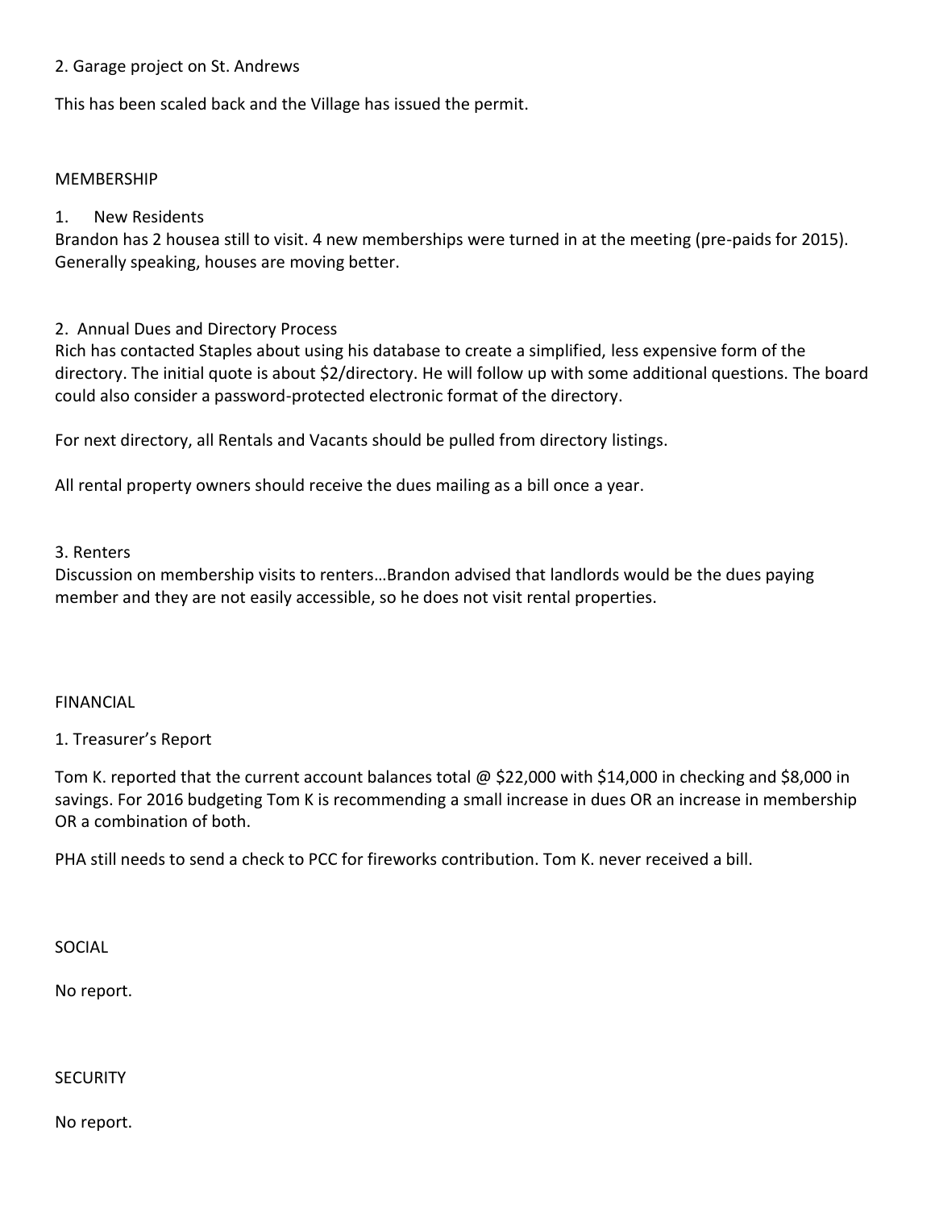2. Garage project on St. Andrews

This has been scaled back and the Village has issued the permit.

## MEMBERSHIP

1. New Residents

Brandon has 2 housea still to visit. 4 new memberships were turned in at the meeting (pre-paids for 2015). Generally speaking, houses are moving better.

2. Annual Dues and Directory Process

Rich has contacted Staples about using his database to create a simplified, less expensive form of the directory. The initial quote is about $2/directory. He will follow up with some additional questions. The board could also consider a password-protected electronic format of the directory.

For next directory, all Rentals and Vacants should be pulled from directory listings.

All rental property owners should receive the dues mailing as a bill once a year.

3. Renters

Discussion on membership visits to renters…Brandon advised that landlords would be the dues paying member and they are not easily accessible, so he does not visit rental properties.

## FINANCIAL

1. Treasurer's Report

Tom K. reported that the current account balances total @ $22,000 with $14,000 in checking and $8,000 in savings. For 2016 budgeting Tom K is recommending a small increase in dues OR an increase in membership OR a combination of both.

PHA still needs to send a check to PCC for fireworks contribution. Tom K. never received a bill.

## SOCIAL

No report.

## SECURITY

No report.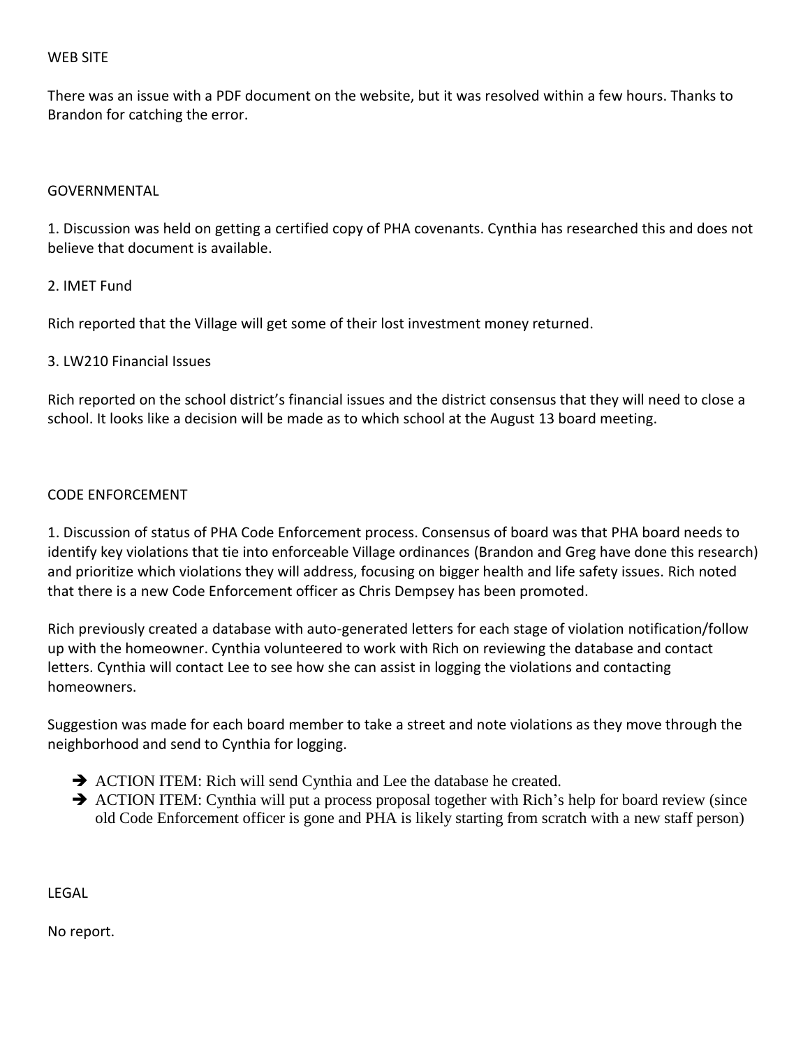## WEB SITE

There was an issue with a PDF document on the website, but it was resolved within a few hours. Thanks to Brandon for catching the error.

## GOVERNMENTAL

1. Discussion was held on getting a certified copy of PHA covenants. Cynthia has researched this and does not believe that document is available.

2. IMET Fund

Rich reported that the Village will get some of their lost investment money returned.

3. LW210 Financial Issues

Rich reported on the school district's financial issues and the district consensus that they will need to close a school. It looks like a decision will be made as to which school at the August 13 board meeting.

## CODE ENFORCEMENT

1. Discussion of status of PHA Code Enforcement process. Consensus of board was that PHA board needs to identify key violations that tie into enforceable Village ordinances (Brandon and Greg have done this research) and prioritize which violations they will address, focusing on bigger health and life safety issues. Rich noted that there is a new Code Enforcement officer as Chris Dempsey has been promoted.

Rich previously created a database with auto-generated letters for each stage of violation notification/follow up with the homeowner. Cynthia volunteered to work with Rich on reviewing the database and contact letters. Cynthia will contact Lee to see how she can assist in logging the violations and contacting homeowners.

Suggestion was made for each board member to take a street and note violations as they move through the neighborhood and send to Cynthia for logging.

- ➔ ACTION ITEM: Rich will send Cynthia and Lee the database he created.
- ➔ ACTION ITEM: Cynthia will put a process proposal together with Rich's help for board review (since old Code Enforcement officer is gone and PHA is likely starting from scratch with a new staff person)

## LEGAL

No report.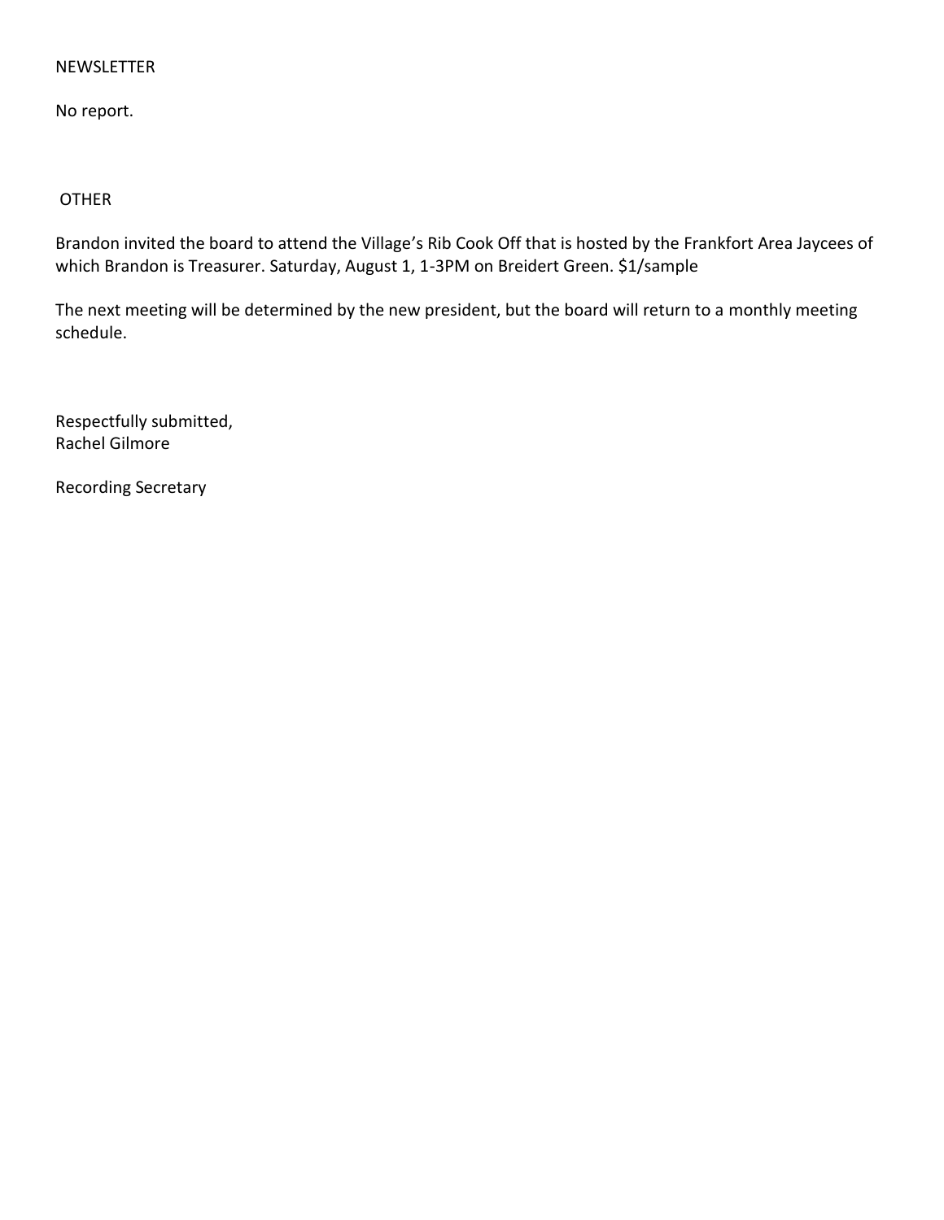## NEWSLETTER

No report.

## OTHER

Brandon invited the board to attend the Village's Rib Cook Off that is hosted by the Frankfort Area Jaycees of which Brandon is Treasurer. Saturday, August 1, 1-3PM on Breidert Green. $1/sample

The next meeting will be determined by the new president, but the board will return to a monthly meeting schedule.

Respectfully submitted,
Rachel Gilmore

Recording Secretary